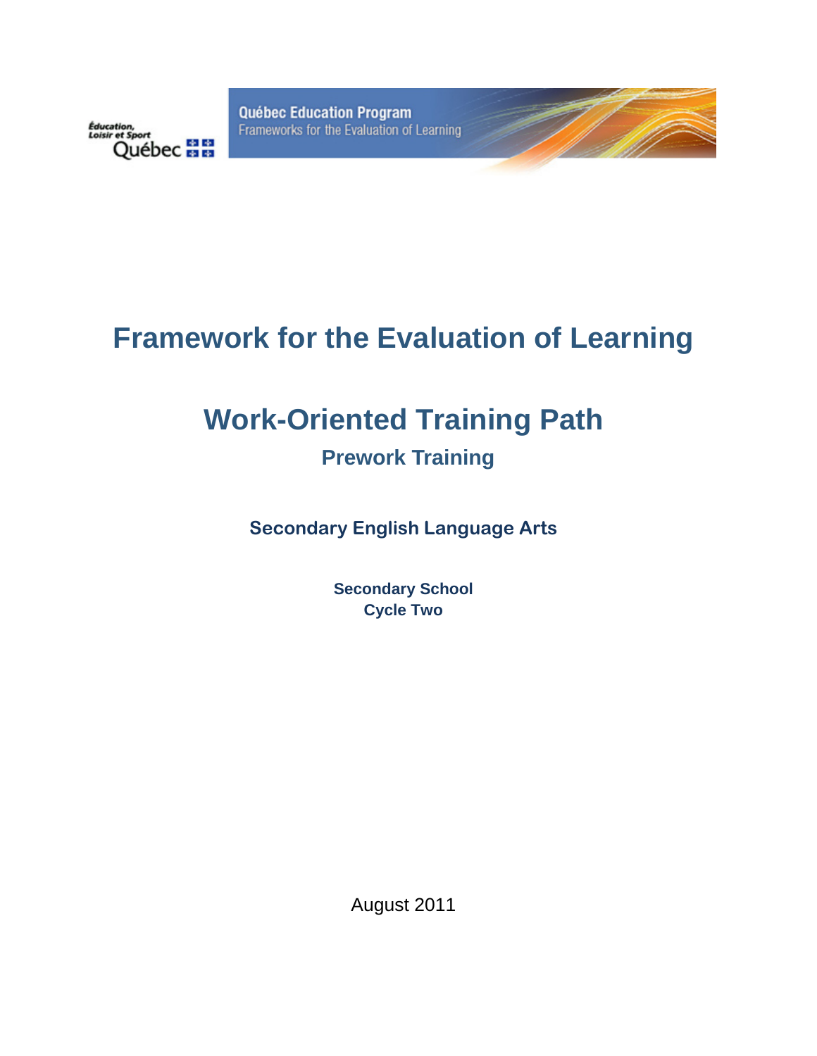Éducation, Loisir et Sport Québec

Québec Education Program
Frameworks for the Evaluation of Learning

# Framework for the Evaluation of Learning

# Work-Oriented Training Path

## Prework Training

### Secondary English Language Arts

**Secondary School**
**Cycle Two**

August 2011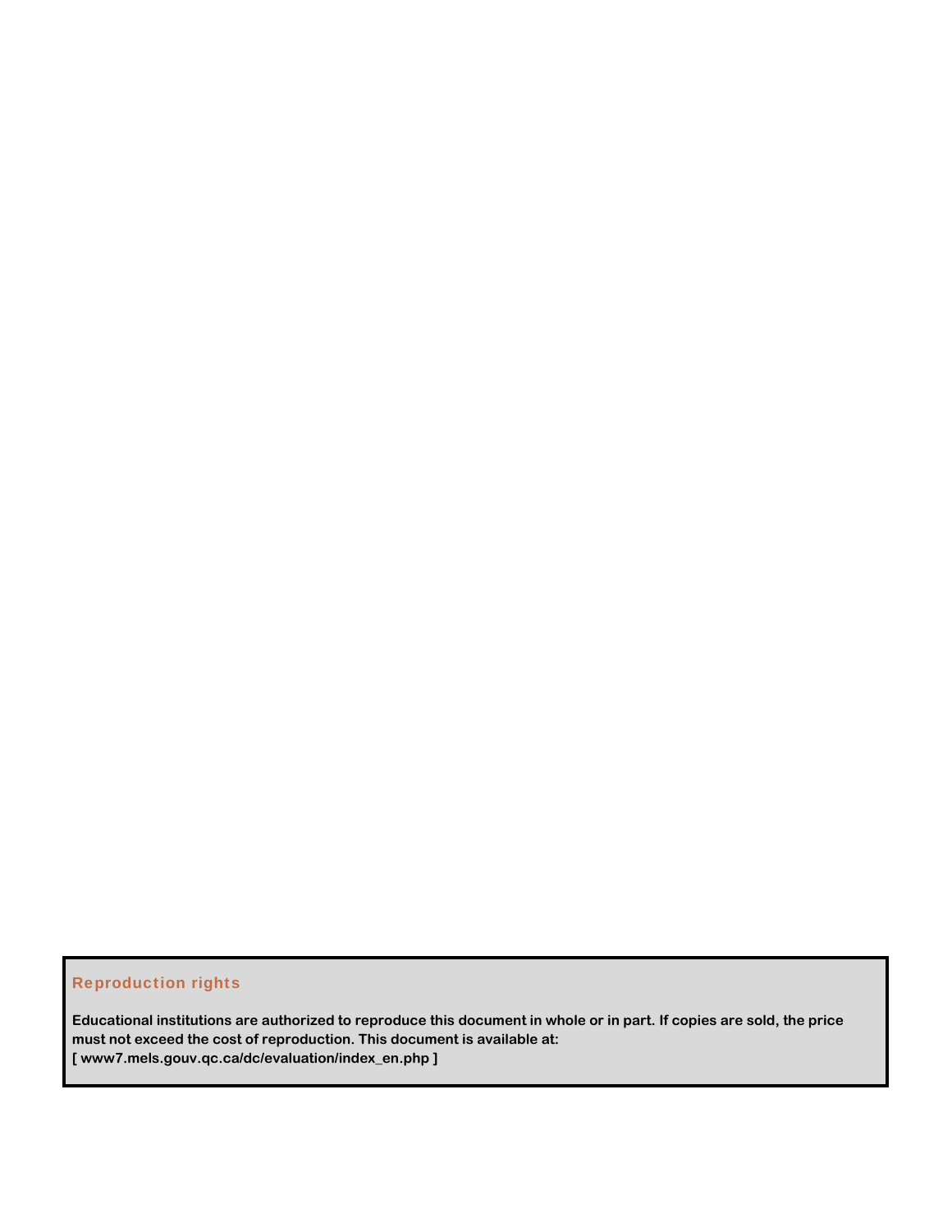### Reproduction rights

**Educational institutions are authorized to reproduce this document in whole or in part. If copies are sold, the price must not exceed the cost of reproduction. This document is available at:**
**[ www7.mels.gouv.qc.ca/dc/evaluation/index_en.php ]**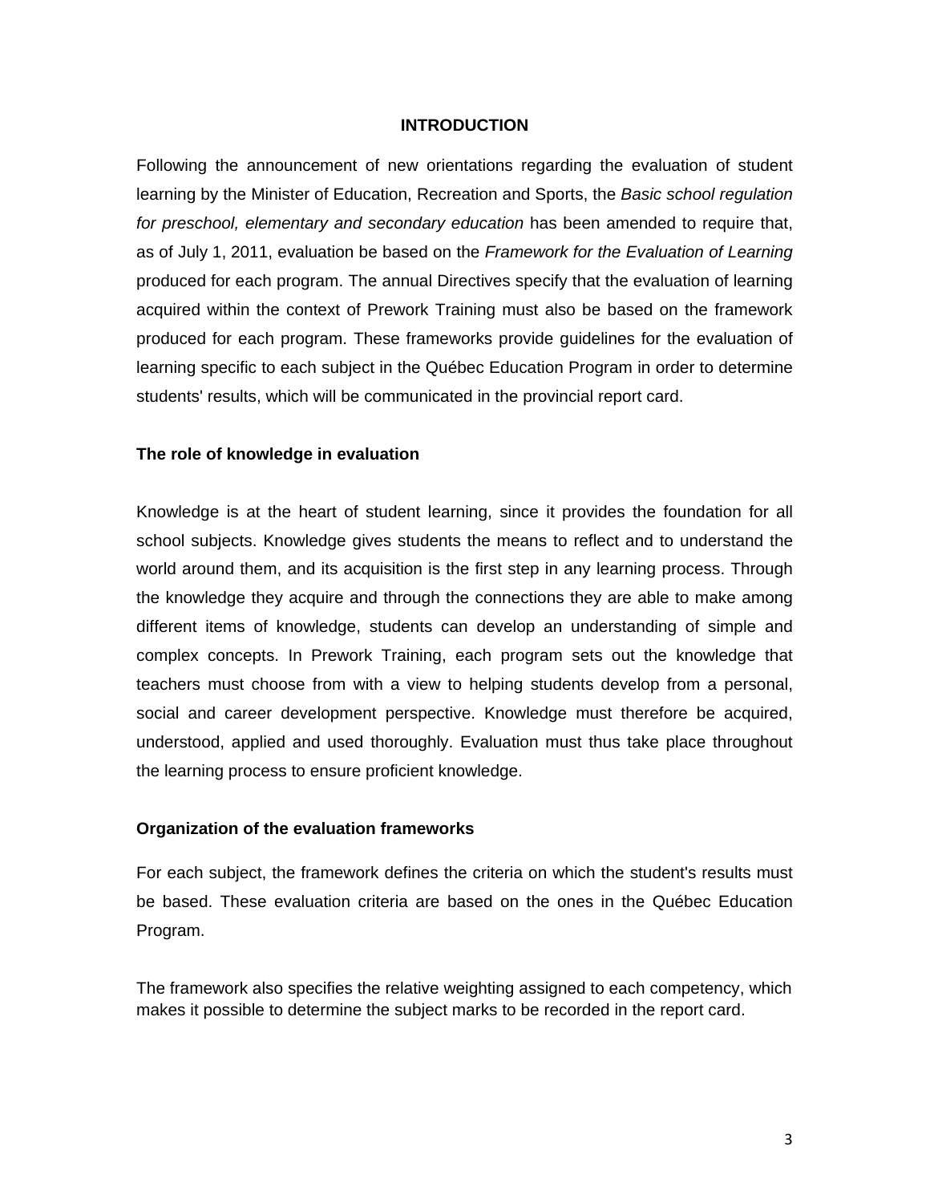# INTRODUCTION

Following the announcement of new orientations regarding the evaluation of student learning by the Minister of Education, Recreation and Sports, the *Basic school regulation for preschool, elementary and secondary education* has been amended to require that, as of July 1, 2011, evaluation be based on the *Framework for the Evaluation of Learning* produced for each program. The annual Directives specify that the evaluation of learning acquired within the context of Prework Training must also be based on the framework produced for each program. These frameworks provide guidelines for the evaluation of learning specific to each subject in the Québec Education Program in order to determine students' results, which will be communicated in the provincial report card.

## The role of knowledge in evaluation

Knowledge is at the heart of student learning, since it provides the foundation for all school subjects. Knowledge gives students the means to reflect and to understand the world around them, and its acquisition is the first step in any learning process. Through the knowledge they acquire and through the connections they are able to make among different items of knowledge, students can develop an understanding of simple and complex concepts. In Prework Training, each program sets out the knowledge that teachers must choose from with a view to helping students develop from a personal, social and career development perspective. Knowledge must therefore be acquired, understood, applied and used thoroughly. Evaluation must thus take place throughout the learning process to ensure proficient knowledge.

## Organization of the evaluation frameworks

For each subject, the framework defines the criteria on which the student's results must be based. These evaluation criteria are based on the ones in the Québec Education Program.

The framework also specifies the relative weighting assigned to each competency, which makes it possible to determine the subject marks to be recorded in the report card.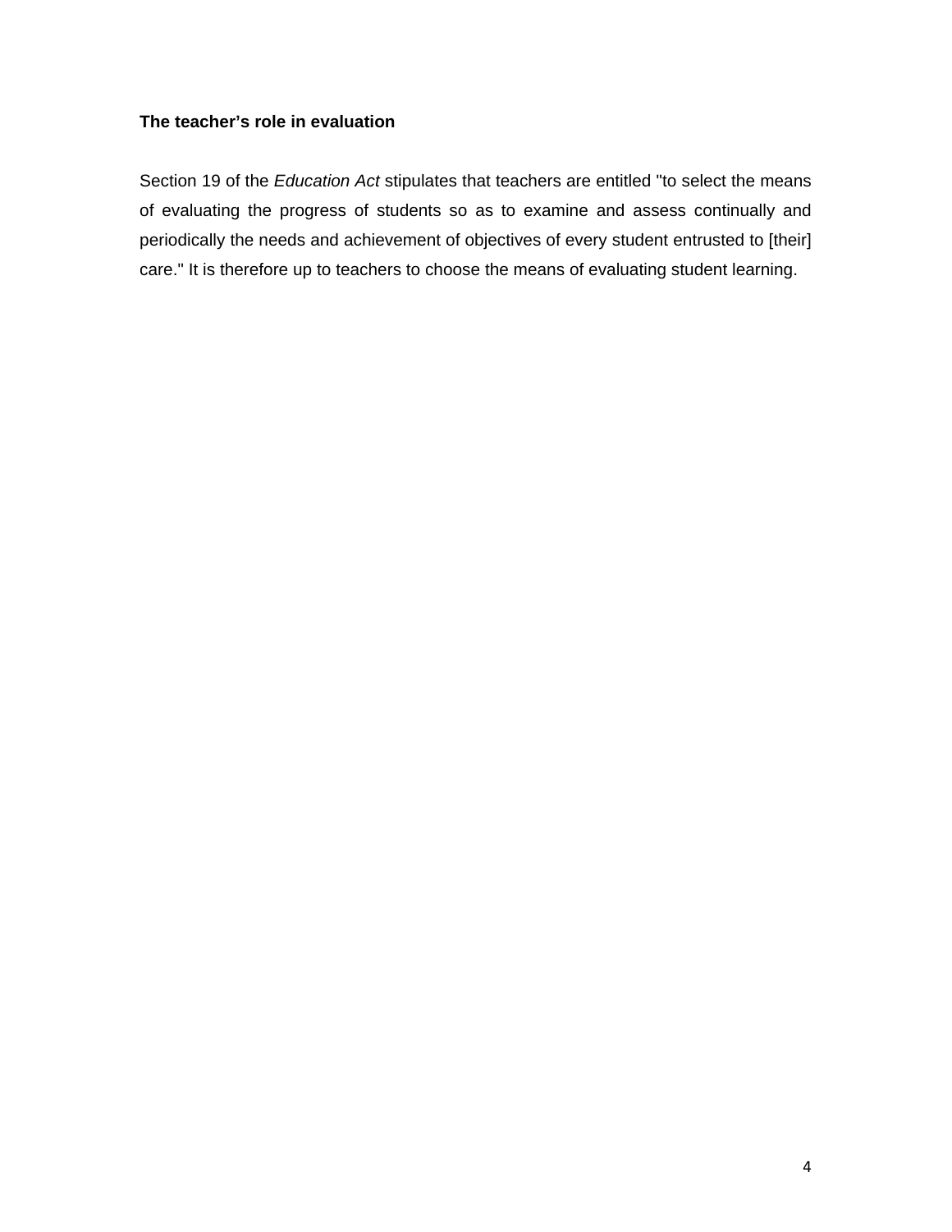### The teacher's role in evaluation

Section 19 of the *Education Act* stipulates that teachers are entitled "to select the means of evaluating the progress of students so as to examine and assess continually and periodically the needs and achievement of objectives of every student entrusted to [their] care." It is therefore up to teachers to choose the means of evaluating student learning.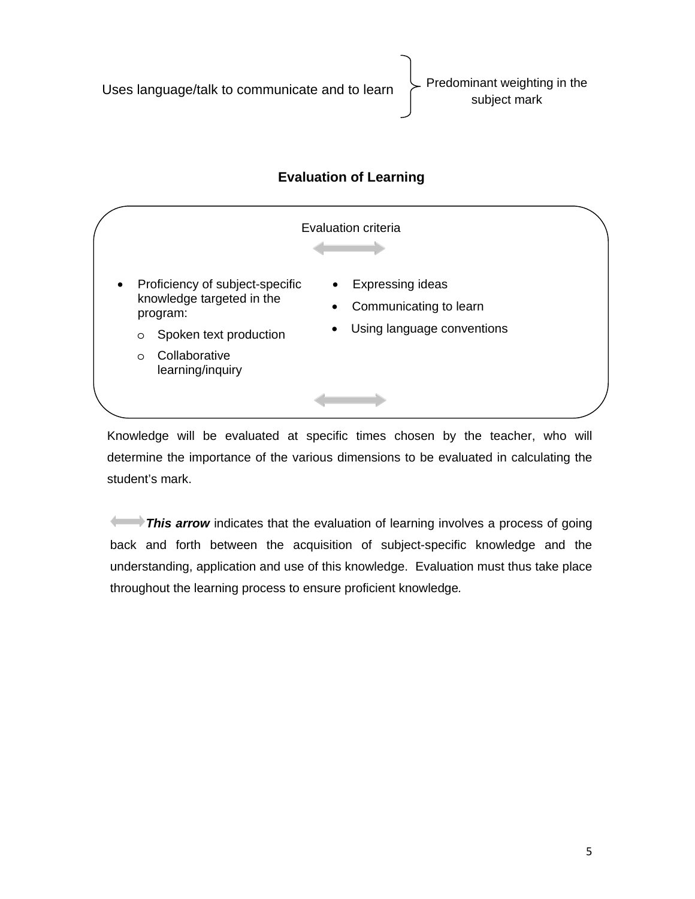Uses language/talk to communicate and to learn } Predominant weighting in the subject mark

## Evaluation of Learning

Evaluation criteria

- Proficiency of subject-specific knowledge targeted in the program:
  - Spoken text production
  - Collaborative learning/inquiry

- Expressing ideas
- Communicating to learn
- Using language conventions

Knowledge will be evaluated at specific times chosen by the teacher, who will determine the importance of the various dimensions to be evaluated in calculating the student's mark.

***This arrow*** indicates that the evaluation of learning involves a process of going back and forth between the acquisition of subject-specific knowledge and the understanding, application and use of this knowledge. Evaluation must thus take place throughout the learning process to ensure proficient knowledge.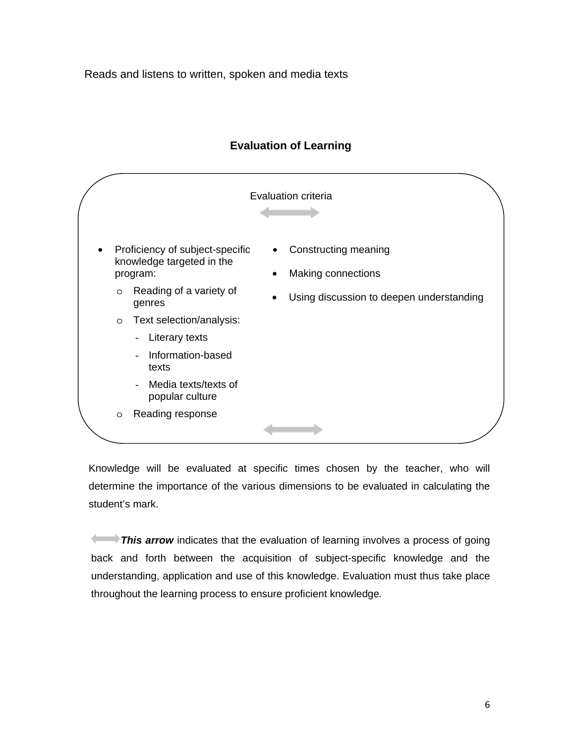Reads and listens to written, spoken and media texts

## Evaluation of Learning

Evaluation criteria

- Proficiency of subject-specific knowledge targeted in the program:
  - Reading of a variety of genres
  - Text selection/analysis:
    - Literary texts
    - Information-based texts
    - Media texts/texts of popular culture
  - Reading response

- Constructing meaning
- Making connections
- Using discussion to deepen understanding

Knowledge will be evaluated at specific times chosen by the teacher, who will determine the importance of the various dimensions to be evaluated in calculating the student's mark.

***This arrow*** indicates that the evaluation of learning involves a process of going back and forth between the acquisition of subject-specific knowledge and the understanding, application and use of this knowledge. Evaluation must thus take place throughout the learning process to ensure proficient knowledge.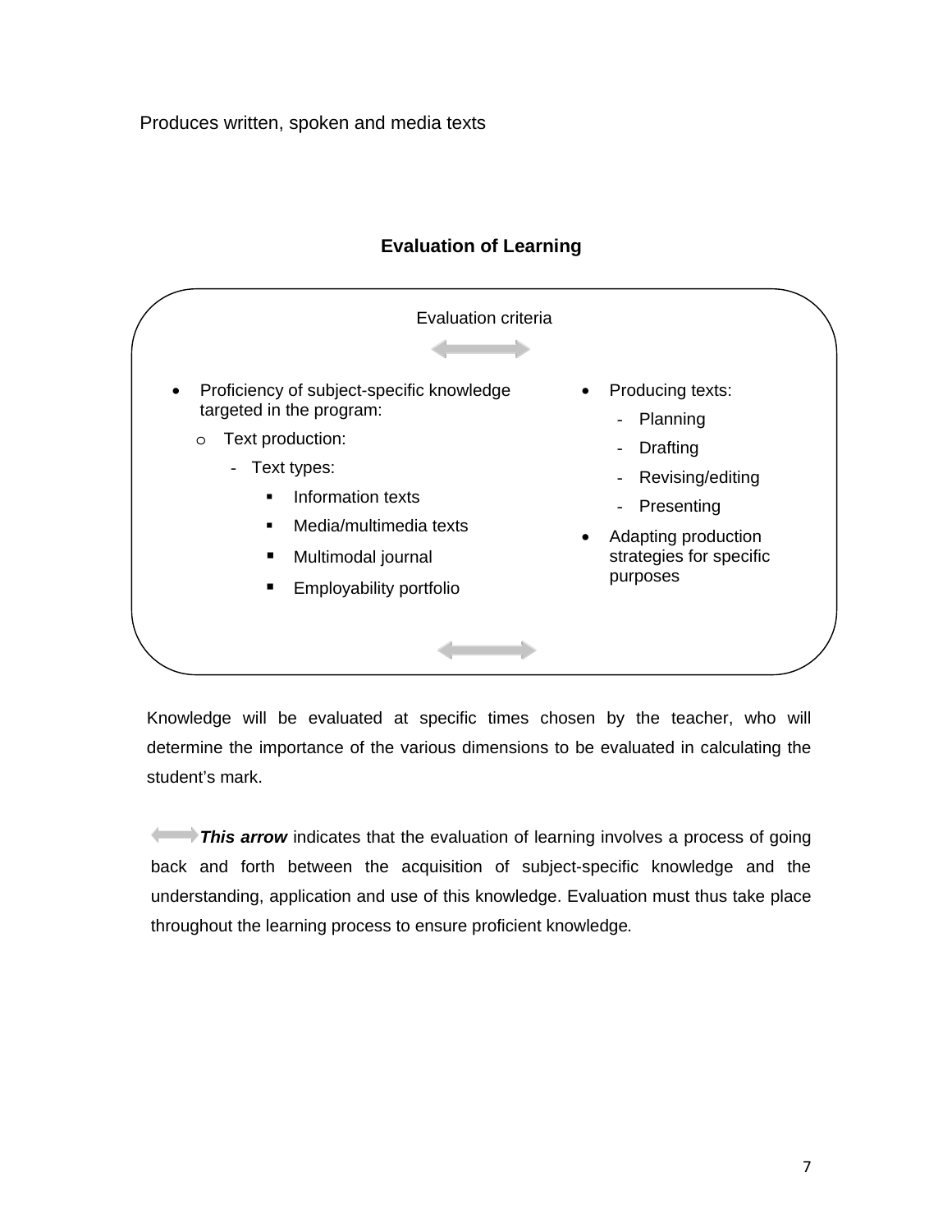Produces written, spoken and media texts

## Evaluation of Learning

Evaluation criteria

- Proficiency of subject-specific knowledge targeted in the program:
  - Text production:
    - Text types:
      - Information texts
      - Media/multimedia texts
      - Multimodal journal
      - Employability portfolio

- Producing texts:
  - Planning
  - Drafting
  - Revising/editing
  - Presenting
- Adapting production strategies for specific purposes

Knowledge will be evaluated at specific times chosen by the teacher, who will determine the importance of the various dimensions to be evaluated in calculating the student's mark.

***This arrow*** indicates that the evaluation of learning involves a process of going back and forth between the acquisition of subject-specific knowledge and the understanding, application and use of this knowledge. Evaluation must thus take place throughout the learning process to ensure proficient knowledge.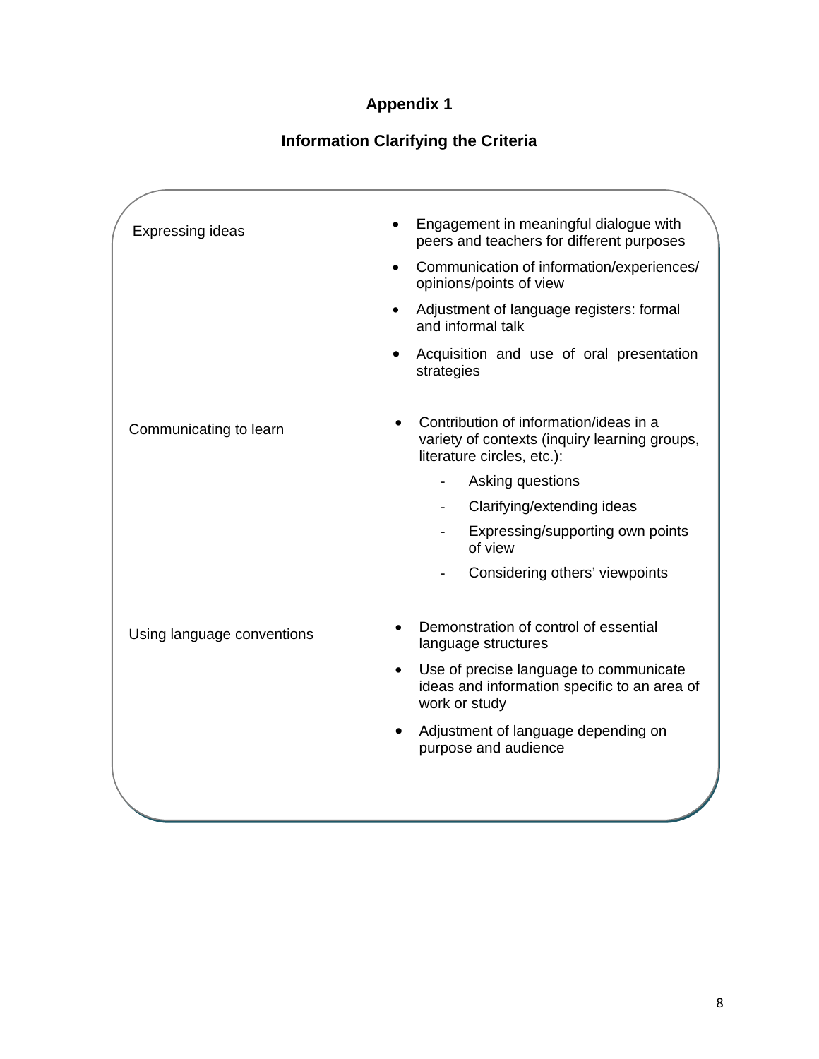## Appendix 1

## Information Clarifying the Criteria

| Criterion | Clarification |
| --- | --- |
| Expressing ideas | • Engagement in meaningful dialogue with peers and teachers for different purposes<br>• Communication of information/experiences/ opinions/points of view<br>• Adjustment of language registers: formal and informal talk<br>• Acquisition and use of oral presentation strategies |
| Communicating to learn | • Contribution of information/ideas in a variety of contexts (inquiry learning groups, literature circles, etc.):<br>- Asking questions<br>- Clarifying/extending ideas<br>- Expressing/supporting own points of view<br>- Considering others' viewpoints |
| Using language conventions | • Demonstration of control of essential language structures<br>• Use of precise language to communicate ideas and information specific to an area of work or study<br>• Adjustment of language depending on purpose and audience |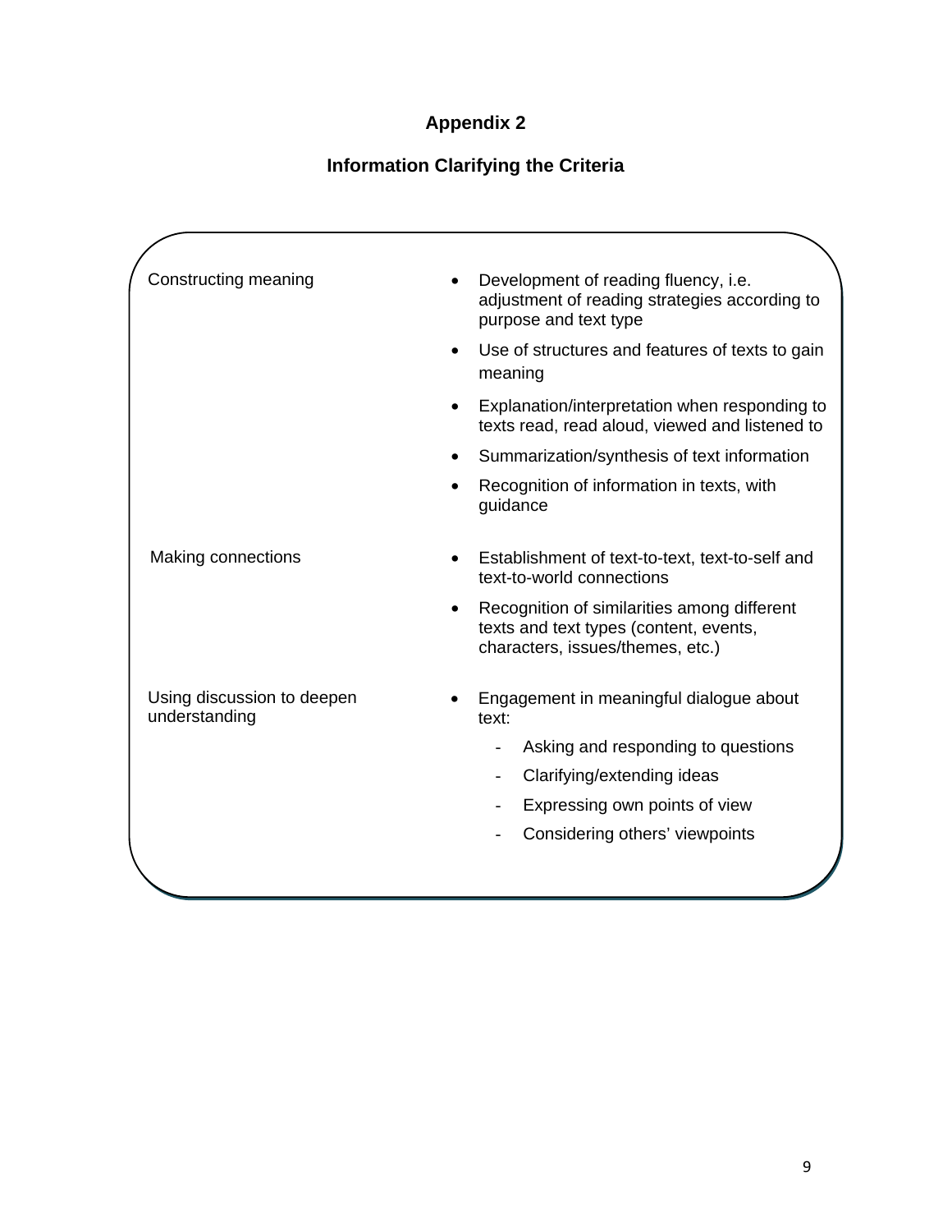# Appendix 2

## Information Clarifying the Criteria

| | |
|---|---|
| Constructing meaning | • Development of reading fluency, i.e. adjustment of reading strategies according to purpose and text type<br>• Use of structures and features of texts to gain meaning<br>• Explanation/interpretation when responding to texts read, read aloud, viewed and listened to<br>• Summarization/synthesis of text information<br>• Recognition of information in texts, with guidance |
| Making connections | • Establishment of text-to-text, text-to-self and text-to-world connections<br>• Recognition of similarities among different texts and text types (content, events, characters, issues/themes, etc.) |
| Using discussion to deepen understanding | • Engagement in meaningful dialogue about text:<br>- Asking and responding to questions<br>- Clarifying/extending ideas<br>- Expressing own points of view<br>- Considering others' viewpoints |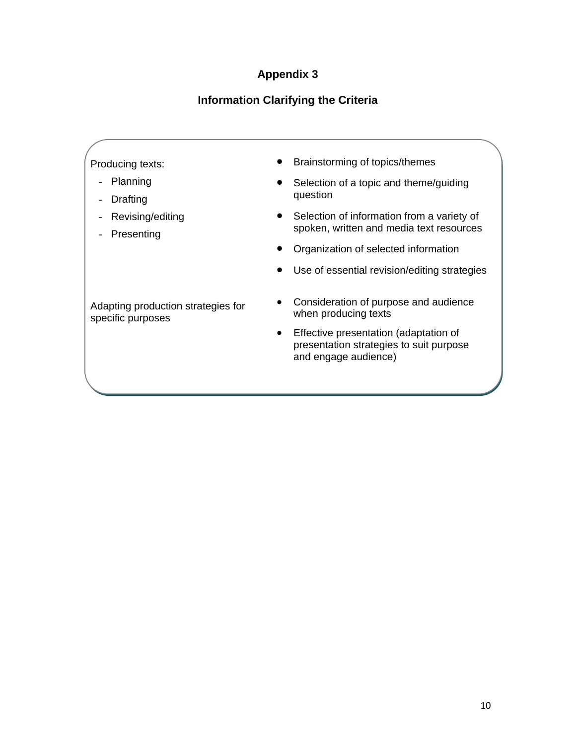## Appendix 3

## Information Clarifying the Criteria

| | |
|---|---|
| Producing texts:<br>- Planning<br>- Drafting<br>- Revising/editing<br>- Presenting | • Brainstorming of topics/themes<br>• Selection of a topic and theme/guiding question<br>• Selection of information from a variety of spoken, written and media text resources<br>• Organization of selected information<br>• Use of essential revision/editing strategies |
| Adapting production strategies for specific purposes | • Consideration of purpose and audience when producing texts<br>• Effective presentation (adaptation of presentation strategies to suit purpose and engage audience) |